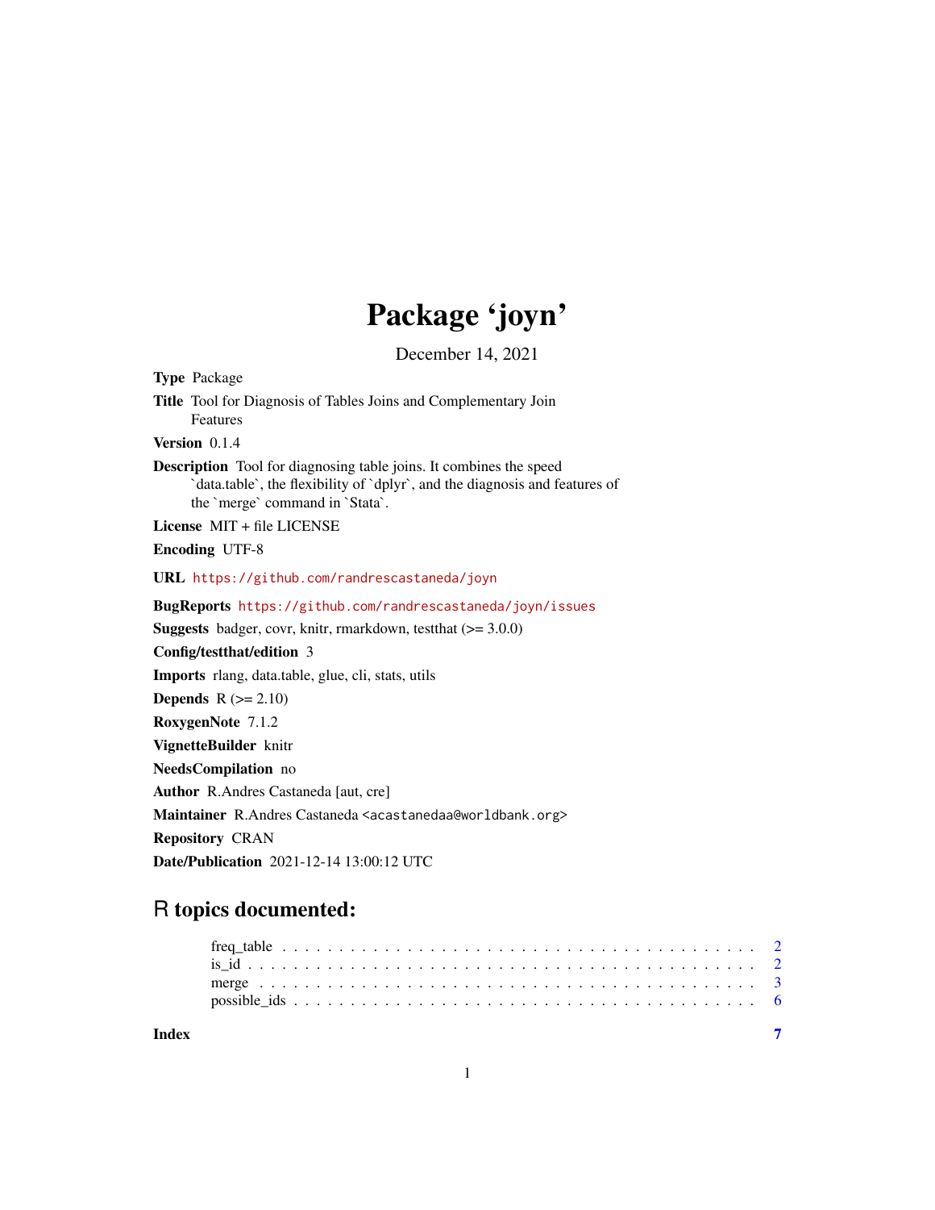# Package 'joyn'

December 14, 2021

**Type** Package

**Title** Tool for Diagnosis of Tables Joins and Complementary Join Features

**Version** 0.1.4

**Description** Tool for diagnosing table joins. It combines the speed `data.table`, the flexibility of `dplyr`, and the diagnosis and features of the `merge` command in `Stata`.

**License** MIT + file LICENSE

**Encoding** UTF-8

**URL** https://github.com/randrescastaneda/joyn

**BugReports** https://github.com/randrescastaneda/joyn/issues

**Suggests** badger, covr, knitr, rmarkdown, testthat (>= 3.0.0)

**Config/testthat/edition** 3

**Imports** rlang, data.table, glue, cli, stats, utils

**Depends** R (>= 2.10)

**RoxygenNote** 7.1.2

**VignetteBuilder** knitr

**NeedsCompilation** no

**Author** R.Andres Castaneda [aut, cre]

**Maintainer** R.Andres Castaneda <acastanedaa@worldbank.org>

**Repository** CRAN

**Date/Publication** 2021-12-14 13:00:12 UTC

## R topics documented:

- freq_table . . . . . . . . . . . . . . . . . . . . . . . . . . . . . . . . . . . . . . . . . 2
- is_id . . . . . . . . . . . . . . . . . . . . . . . . . . . . . . . . . . . . . . . . . . . . 2
- merge . . . . . . . . . . . . . . . . . . . . . . . . . . . . . . . . . . . . . . . . . . . 3
- possible_ids . . . . . . . . . . . . . . . . . . . . . . . . . . . . . . . . . . . . . . . 6

**Index** 7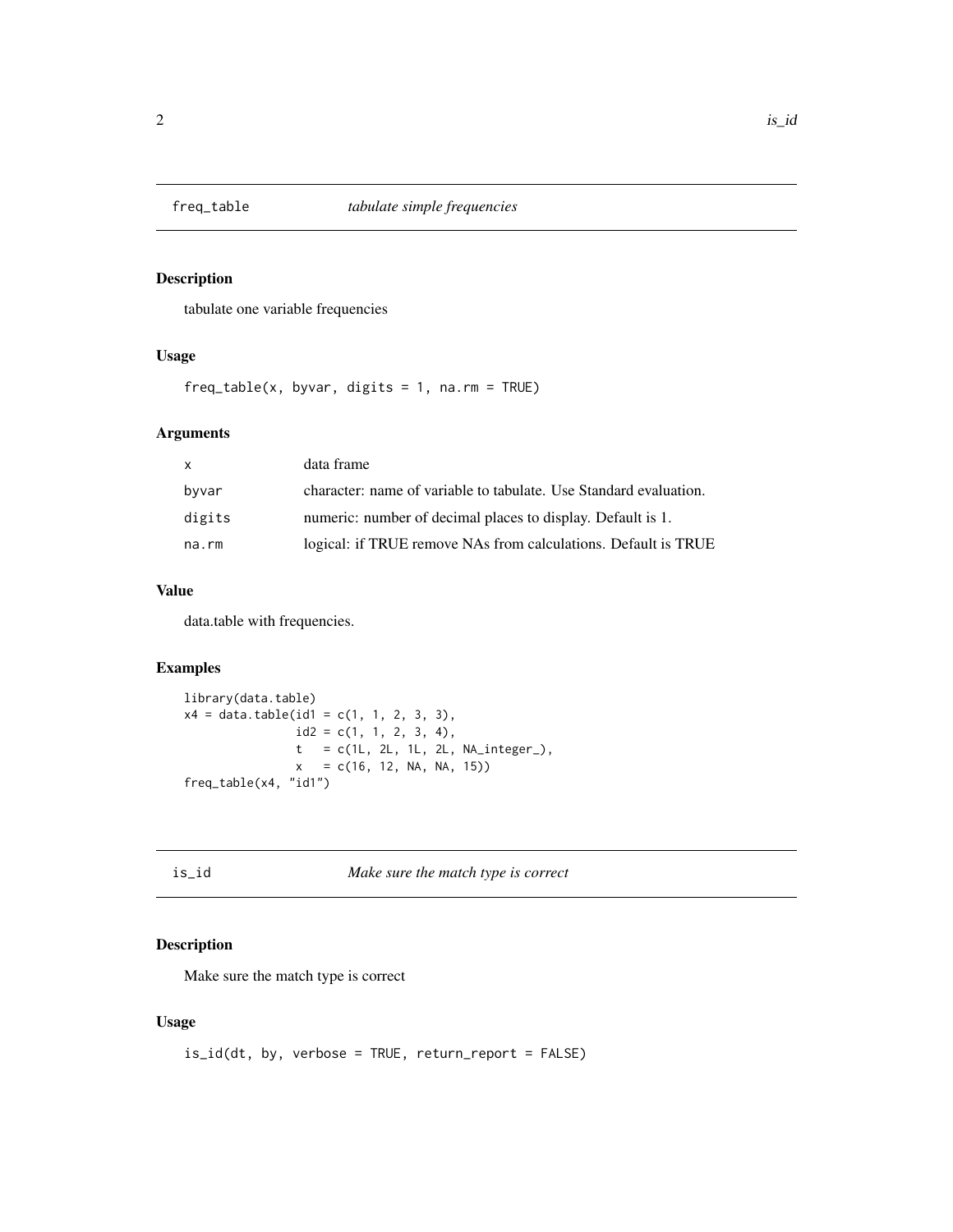## freq_table    *tabulate simple frequencies*

### Description

tabulate one variable frequencies

### Usage

```
freq_table(x, byvar, digits = 1, na.rm = TRUE)
```

### Arguments

| | |
|---|---|
| x | data frame |
| byvar | character: name of variable to tabulate. Use Standard evaluation. |
| digits | numeric: number of decimal places to display. Default is 1. |
| na.rm | logical: if TRUE remove NAs from calculations. Default is TRUE |

### Value

data.table with frequencies.

### Examples

```
library(data.table)
x4 = data.table(id1 = c(1, 1, 2, 3, 3),
                id2 = c(1, 1, 2, 3, 4),
                t   = c(1L, 2L, 1L, 2L, NA_integer_),
                x   = c(16, 12, NA, NA, 15))
freq_table(x4, "id1")
```

## is_id    *Make sure the match type is correct*

### Description

Make sure the match type is correct

### Usage

```
is_id(dt, by, verbose = TRUE, return_report = FALSE)
```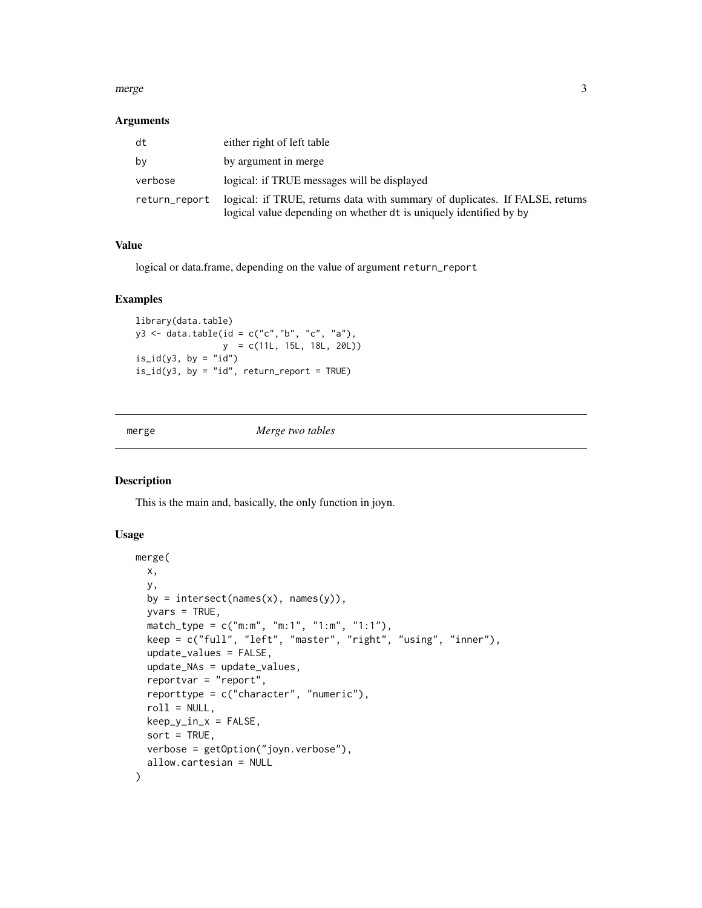### Arguments

| | |
|---|---|
| dt | either right of left table |
| by | by argument in merge |
| verbose | logical: if TRUE messages will be displayed |
| return_report | logical: if TRUE, returns data with summary of duplicates. If FALSE, returns logical value depending on whether `dt` is uniquely identified by `by` |

### Value

logical or data.frame, depending on the value of argument `return_report`

### Examples

```
library(data.table)
y3 <- data.table(id = c("c","b", "c", "a"),
                 y  = c(11L, 15L, 18L, 20L))
is_id(y3, by = "id")
is_id(y3, by = "id", return_report = TRUE)
```

---

## merge *Merge two tables*

### Description

This is the main and, basically, the only function in joyn.

### Usage

```
merge(
  x,
  y,
  by = intersect(names(x), names(y)),
  yvars = TRUE,
  match_type = c("m:m", "m:1", "1:m", "1:1"),
  keep = c("full", "left", "master", "right", "using", "inner"),
  update_values = FALSE,
  update_NAs = update_values,
  reportvar = "report",
  reporttype = c("character", "numeric"),
  roll = NULL,
  keep_y_in_x = FALSE,
  sort = TRUE,
  verbose = getOption("joyn.verbose"),
  allow.cartesian = NULL
)
```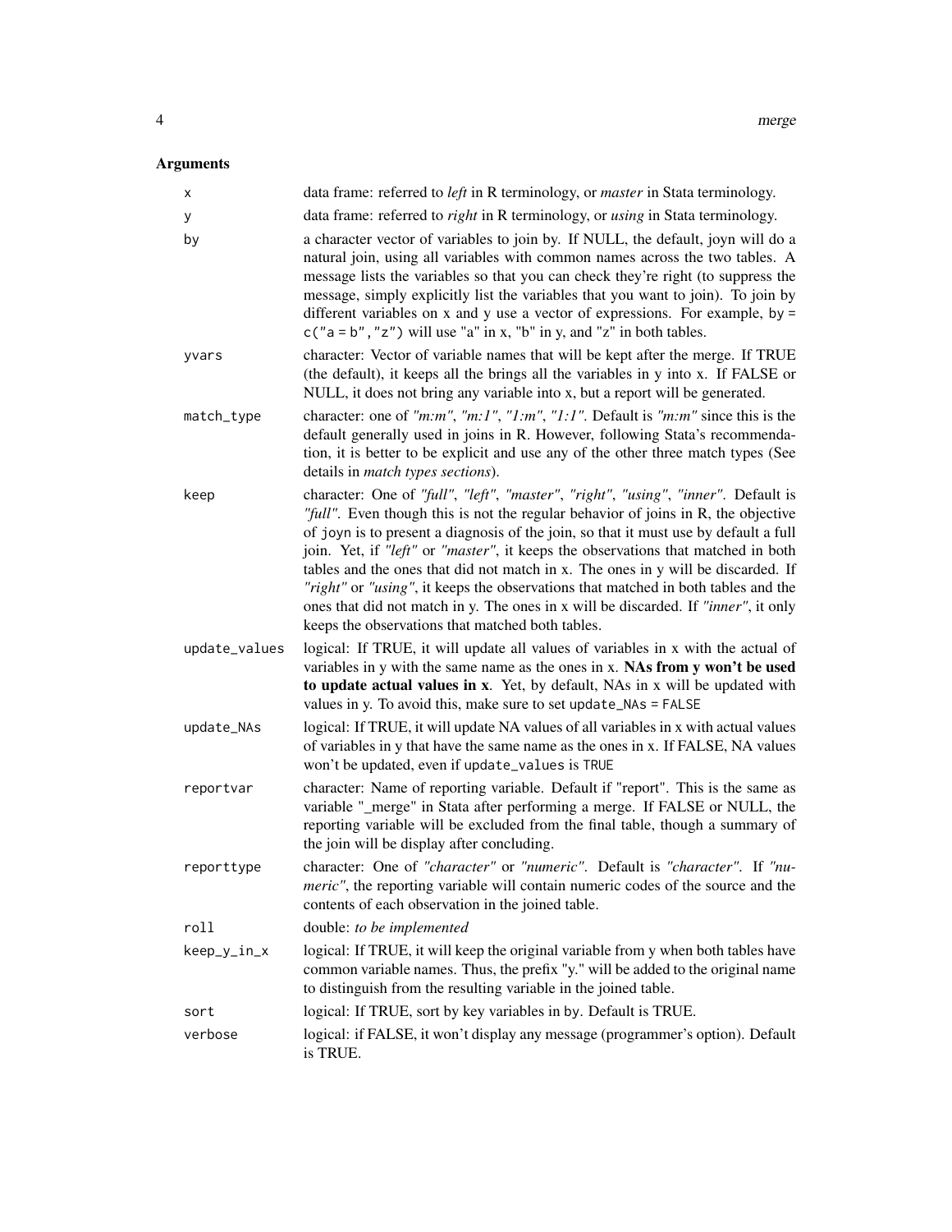## Arguments

| Argument | Description |
| --- | --- |
| `x` | data frame: referred to *left* in R terminology, or *master* in Stata terminology. |
| `y` | data frame: referred to *right* in R terminology, or *using* in Stata terminology. |
| `by` | a character vector of variables to join by. If NULL, the default, joyn will do a natural join, using all variables with common names across the two tables. A message lists the variables so that you can check they're right (to suppress the message, simply explicitly list the variables that you want to join). To join by different variables on x and y use a vector of expressions. For example, `by = c("a = b","z")` will use "a" in x, "b" in y, and "z" in both tables. |
| `yvars` | character: Vector of variable names that will be kept after the merge. If TRUE (the default), it keeps all the brings all the variables in y into x. If FALSE or NULL, it does not bring any variable into x, but a report will be generated. |
| `match_type` | character: one of *"m:m"*, *"m:1"*, *"1:m"*, *"1:1"*. Default is *"m:m"* since this is the default generally used in joins in R. However, following Stata's recommendation, it is better to be explicit and use any of the other three match types (See details in *match types sections*). |
| `keep` | character: One of *"full"*, *"left"*, *"master"*, *"right"*, *"using"*, *"inner"*. Default is *"full"*. Even though this is not the regular behavior of joins in R, the objective of joyn is to present a diagnosis of the join, so that it must use by default a full join. Yet, if *"left"* or *"master"*, it keeps the observations that matched in both tables and the ones that did not match in x. The ones in y will be discarded. If *"right"* or *"using"*, it keeps the observations that matched in both tables and the ones that did not match in y. The ones in x will be discarded. If *"inner"*, it only keeps the observations that matched both tables. |
| `update_values` | logical: If TRUE, it will update all values of variables in x with the actual of variables in y with the same name as the ones in x. **NAs from y won't be used to update actual values in x**. Yet, by default, NAs in x will be updated with values in y. To avoid this, make sure to set `update_NAs = FALSE` |
| `update_NAs` | logical: If TRUE, it will update NA values of all variables in x with actual values of variables in y that have the same name as the ones in x. If FALSE, NA values won't be updated, even if `update_values` is `TRUE` |
| `reportvar` | character: Name of reporting variable. Default if "report". This is the same as variable "_merge" in Stata after performing a merge. If FALSE or NULL, the reporting variable will be excluded from the final table, though a summary of the join will be display after concluding. |
| `reporttype` | character: One of *"character"* or *"numeric"*. Default is *"character"*. If *"numeric"*, the reporting variable will contain numeric codes of the source and the contents of each observation in the joined table. |
| `roll` | double: *to be implemented* |
| `keep_y_in_x` | logical: If TRUE, it will keep the original variable from y when both tables have common variable names. Thus, the prefix "y." will be added to the original name to distinguish from the resulting variable in the joined table. |
| `sort` | logical: If TRUE, sort by key variables in `by`. Default is TRUE. |
| `verbose` | logical: if FALSE, it won't display any message (programmer's option). Default is TRUE. |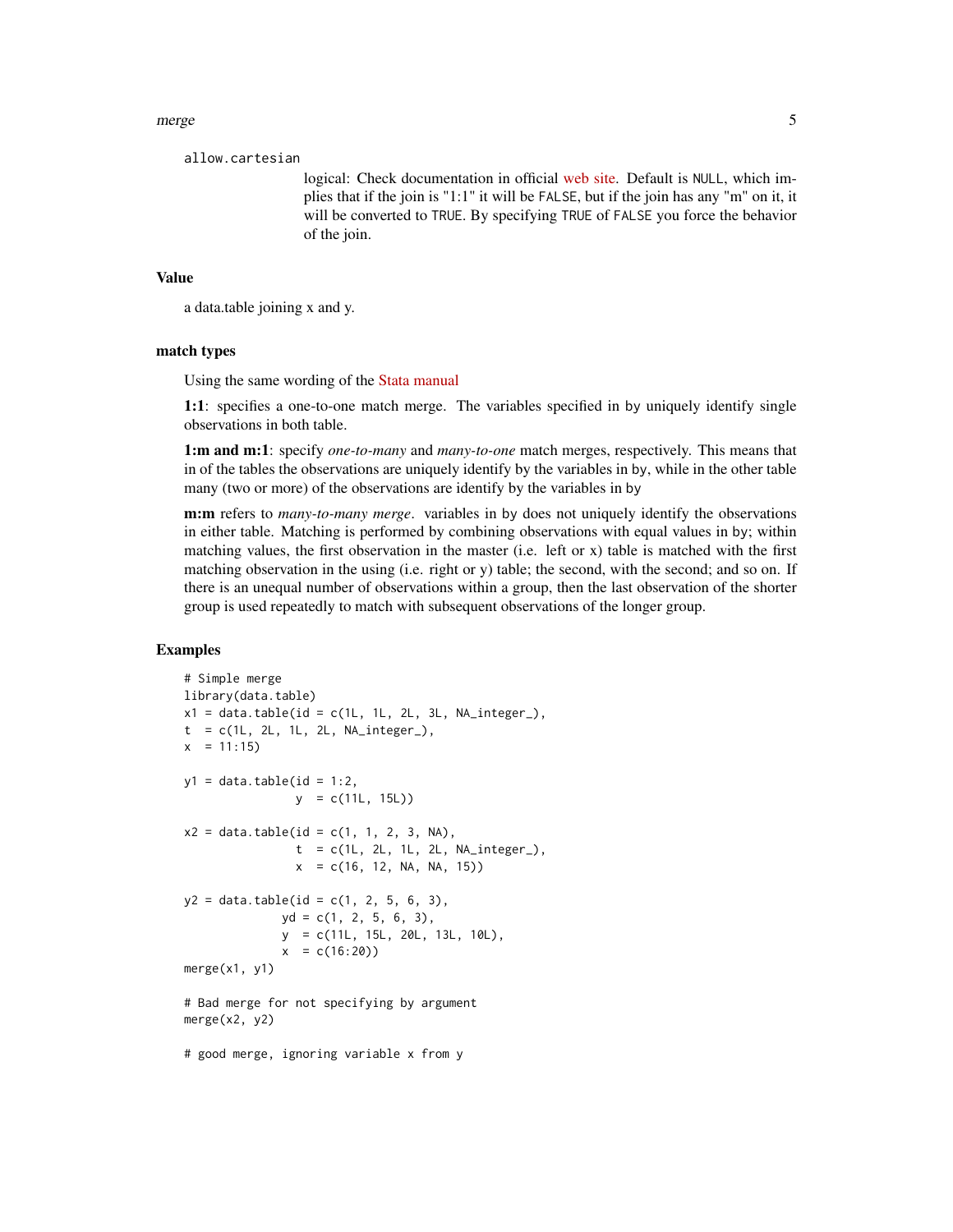allow.cartesian

: logical: Check documentation in official web site. Default is `NULL`, which implies that if the join is "1:1" it will be `FALSE`, but if the join has any "m" on it, it will be converted to `TRUE`. By specifying `TRUE` of `FALSE` you force the behavior of the join.

### Value

a data.table joining x and y.

### match types

Using the same wording of the Stata manual

**1:1**: specifies a one-to-one match merge. The variables specified in by uniquely identify single observations in both table.

**1:m and m:1**: specify *one-to-many* and *many-to-one* match merges, respectively. This means that in of the tables the observations are uniquely identify by the variables in by, while in the other table many (two or more) of the observations are identify by the variables in by

**m:m** refers to *many-to-many merge*. variables in by does not uniquely identify the observations in either table. Matching is performed by combining observations with equal values in by; within matching values, the first observation in the master (i.e. left or x) table is matched with the first matching observation in the using (i.e. right or y) table; the second, with the second; and so on. If there is an unequal number of observations within a group, then the last observation of the shorter group is used repeatedly to match with subsequent observations of the longer group.

### Examples

```
# Simple merge
library(data.table)
x1 = data.table(id = c(1L, 1L, 2L, 3L, NA_integer_),
t  = c(1L, 2L, 1L, 2L, NA_integer_),
x  = 11:15)

y1 = data.table(id = 1:2,
                y  = c(11L, 15L))

x2 = data.table(id = c(1, 1, 2, 3, NA),
                t  = c(1L, 2L, 1L, 2L, NA_integer_),
                x  = c(16, 12, NA, NA, 15))

y2 = data.table(id = c(1, 2, 5, 6, 3),
              yd = c(1, 2, 5, 6, 3),
              y  = c(11L, 15L, 20L, 13L, 10L),
              x  = c(16:20))
merge(x1, y1)

# Bad merge for not specifying by argument
merge(x2, y2)

# good merge, ignoring variable x from y
```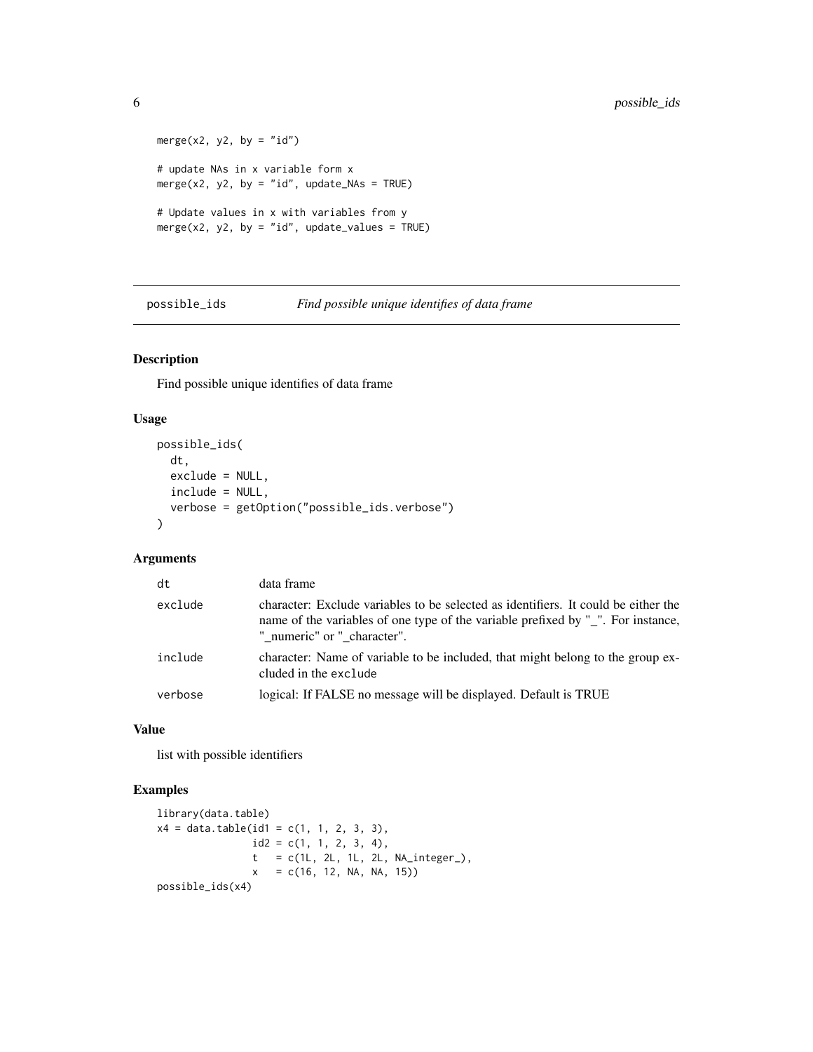```
merge(x2, y2, by = "id")

# update NAs in x variable form x
merge(x2, y2, by = "id", update_NAs = TRUE)

# Update values in x with variables from y
merge(x2, y2, by = "id", update_values = TRUE)
```

## possible_ids — *Find possible unique identifies of data frame*

### Description

Find possible unique identifies of data frame

### Usage

```
possible_ids(
  dt,
  exclude = NULL,
  include = NULL,
  verbose = getOption("possible_ids.verbose")
)
```

### Arguments

| | |
|---|---|
| `dt` | data frame |
| `exclude` | character: Exclude variables to be selected as identifiers. It could be either the name of the variables of one type of the variable prefixed by "_". For instance, "_numeric" or "_character". |
| `include` | character: Name of variable to be included, that might belong to the group excluded in the `exclude` |
| `verbose` | logical: If FALSE no message will be displayed. Default is TRUE |

### Value

list with possible identifiers

### Examples

```
library(data.table)
x4 = data.table(id1 = c(1, 1, 2, 3, 3),
                id2 = c(1, 1, 2, 3, 4),
                t   = c(1L, 2L, 1L, 2L, NA_integer_),
                x   = c(16, 12, NA, NA, 15))
possible_ids(x4)
```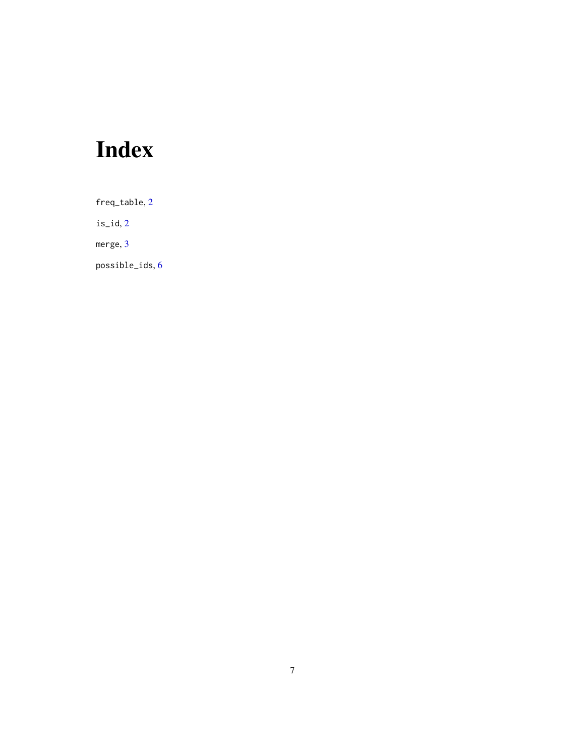# Index

freq_table, 2

is_id, 2

merge, 3

possible_ids, 6